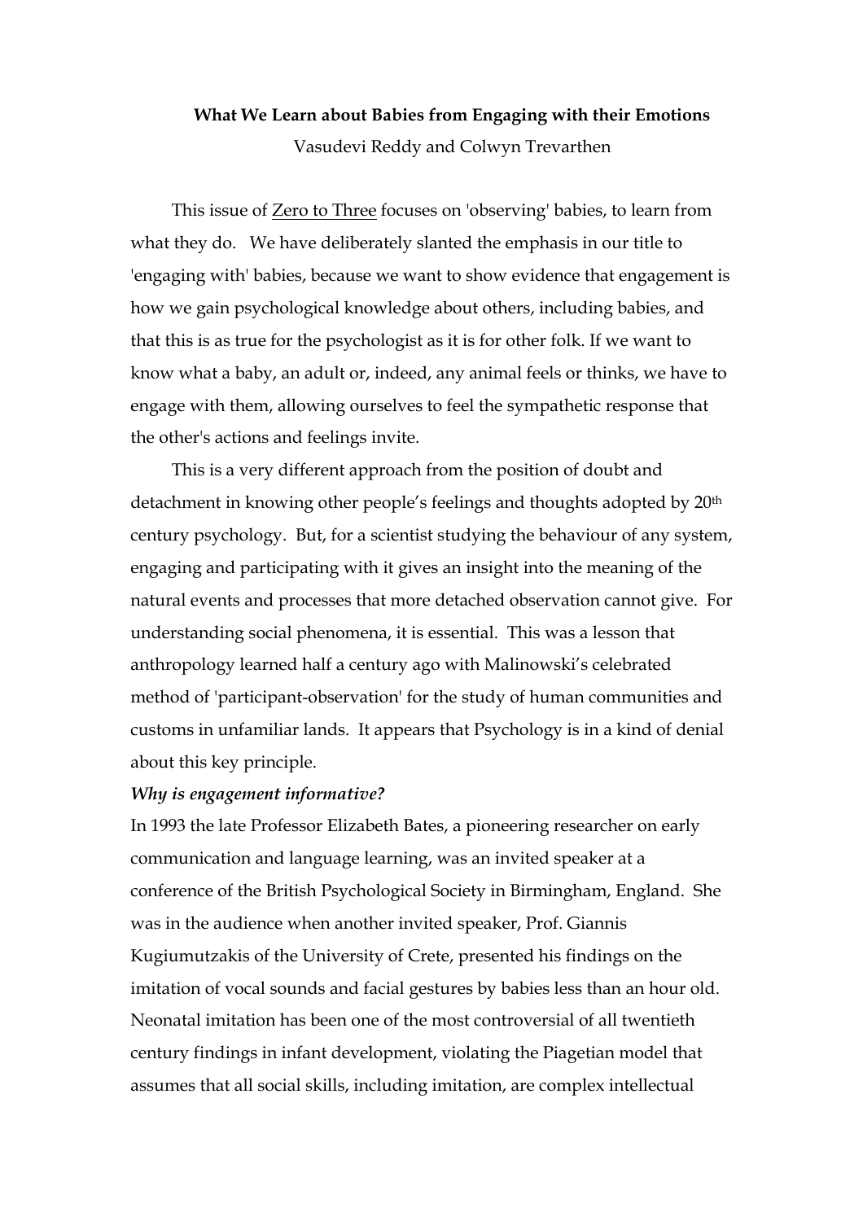**What We Learn about Babies from Engaging with their Emotions**

Vasudevi Reddy and Colwyn Trevarthen

This issue of Zero to Three focuses on 'observing' babies, to learn from what they do. We have deliberately slanted the emphasis in our title to 'engaging with' babies, because we want to show evidence that engagement is how we gain psychological knowledge about others, including babies, and that this is as true for the psychologist as it is for other folk. If we want to know what a baby, an adult or, indeed, any animal feels or thinks, we have to engage with them, allowing ourselves to feel the sympathetic response that the other's actions and feelings invite.

This is a very different approach from the position of doubt and detachment in knowing other people's feelings and thoughts adopted by 20th century psychology. But, for a scientist studying the behaviour of any system, engaging and participating with it gives an insight into the meaning of the natural events and processes that more detached observation cannot give. For understanding social phenomena, it is essential. This was a lesson that anthropology learned half a century ago with Malinowski's celebrated method of 'participant-observation' for the study of human communities and customs in unfamiliar lands. It appears that Psychology is in a kind of denial about this key principle.

***Why is engagement informative?***

In 1993 the late Professor Elizabeth Bates, a pioneering researcher on early communication and language learning, was an invited speaker at a conference of the British Psychological Society in Birmingham, England. She was in the audience when another invited speaker, Prof. Giannis Kugiumutzakis of the University of Crete, presented his findings on the imitation of vocal sounds and facial gestures by babies less than an hour old. Neonatal imitation has been one of the most controversial of all twentieth century findings in infant development, violating the Piagetian model that assumes that all social skills, including imitation, are complex intellectual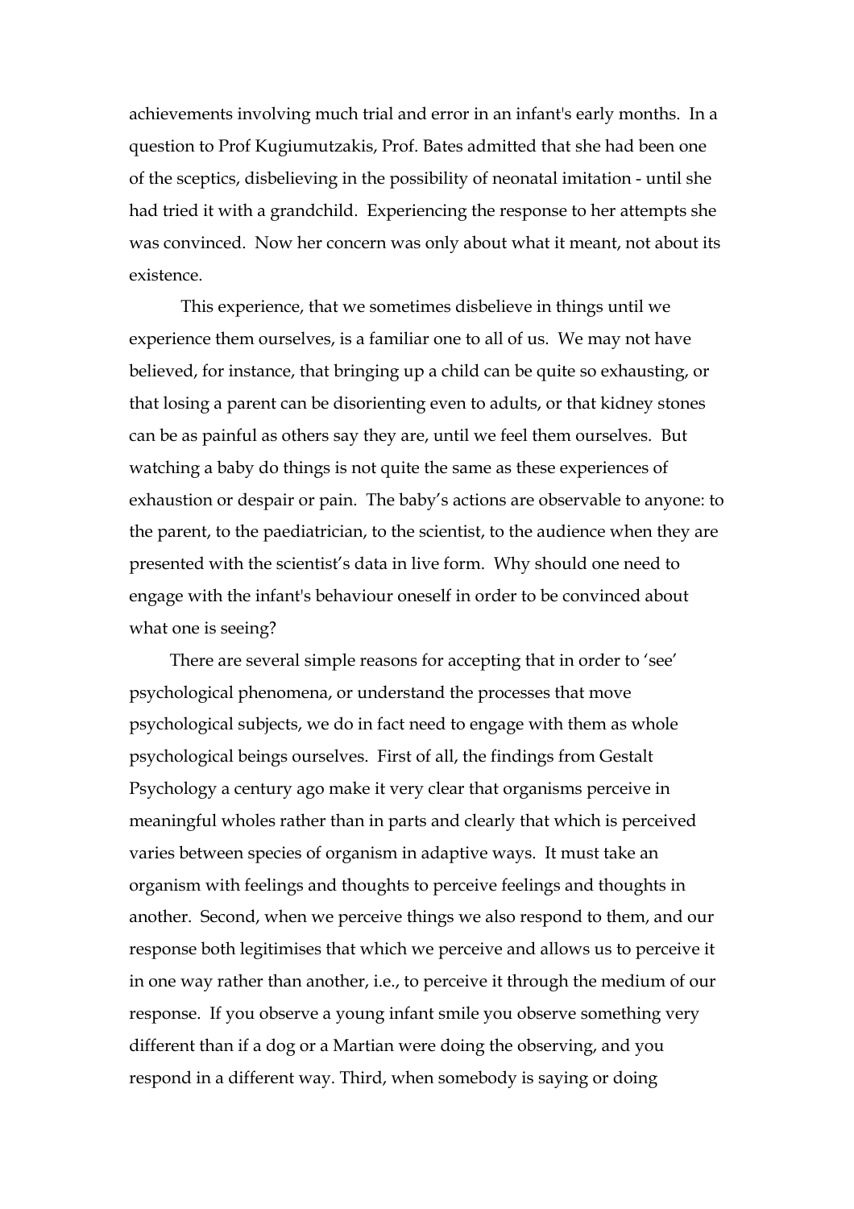achievements involving much trial and error in an infant's early months. In a question to Prof Kugiumutzakis, Prof. Bates admitted that she had been one of the sceptics, disbelieving in the possibility of neonatal imitation - until she had tried it with a grandchild. Experiencing the response to her attempts she was convinced. Now her concern was only about what it meant, not about its existence.

This experience, that we sometimes disbelieve in things until we experience them ourselves, is a familiar one to all of us. We may not have believed, for instance, that bringing up a child can be quite so exhausting, or that losing a parent can be disorienting even to adults, or that kidney stones can be as painful as others say they are, until we feel them ourselves. But watching a baby do things is not quite the same as these experiences of exhaustion or despair or pain. The baby's actions are observable to anyone: to the parent, to the paediatrician, to the scientist, to the audience when they are presented with the scientist's data in live form. Why should one need to engage with the infant's behaviour oneself in order to be convinced about what one is seeing?

There are several simple reasons for accepting that in order to 'see' psychological phenomena, or understand the processes that move psychological subjects, we do in fact need to engage with them as whole psychological beings ourselves. First of all, the findings from Gestalt Psychology a century ago make it very clear that organisms perceive in meaningful wholes rather than in parts and clearly that which is perceived varies between species of organism in adaptive ways. It must take an organism with feelings and thoughts to perceive feelings and thoughts in another. Second, when we perceive things we also respond to them, and our response both legitimises that which we perceive and allows us to perceive it in one way rather than another, i.e., to perceive it through the medium of our response. If you observe a young infant smile you observe something very different than if a dog or a Martian were doing the observing, and you respond in a different way. Third, when somebody is saying or doing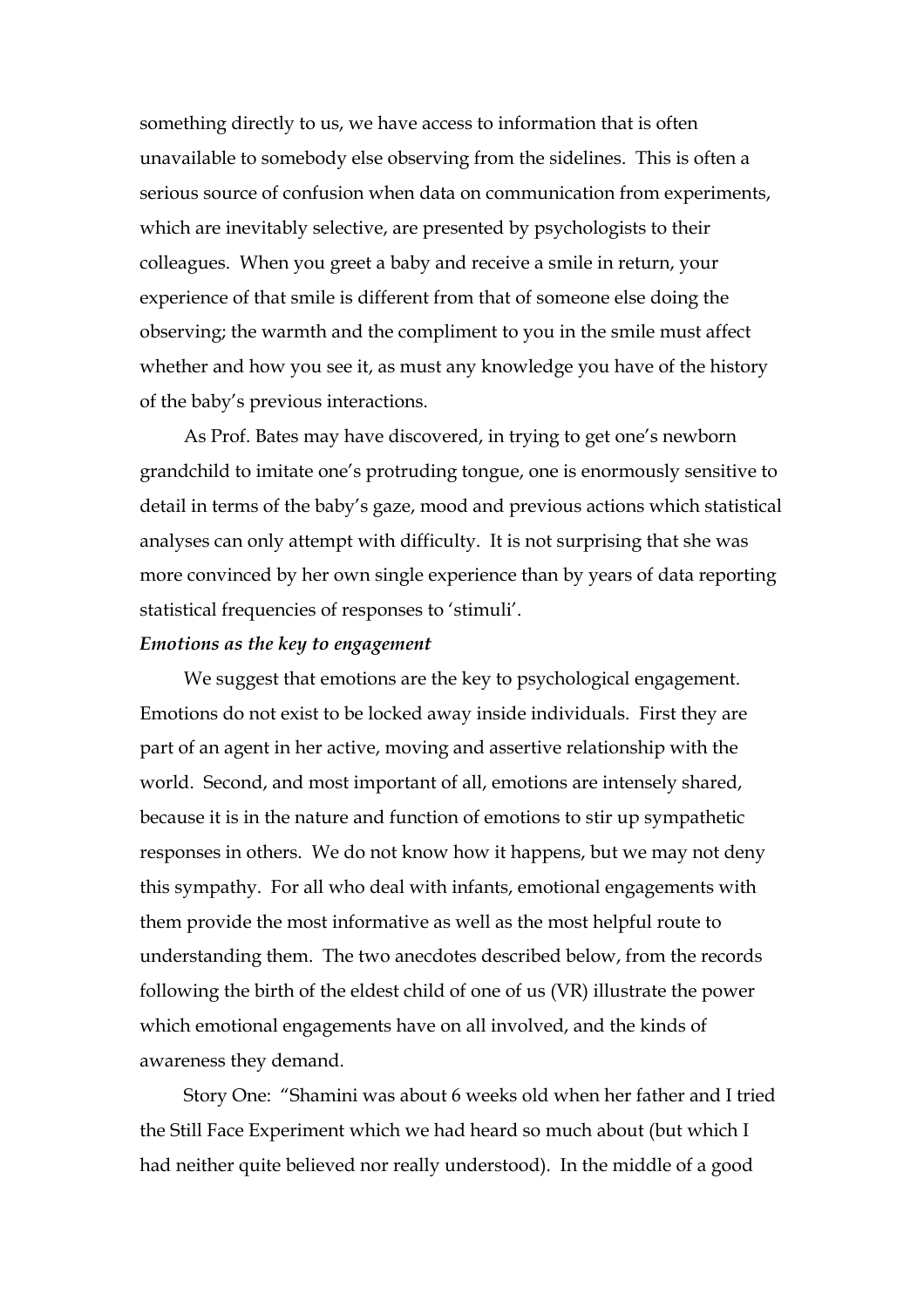something directly to us, we have access to information that is often unavailable to somebody else observing from the sidelines. This is often a serious source of confusion when data on communication from experiments, which are inevitably selective, are presented by psychologists to their colleagues. When you greet a baby and receive a smile in return, your experience of that smile is different from that of someone else doing the observing; the warmth and the compliment to you in the smile must affect whether and how you see it, as must any knowledge you have of the history of the baby's previous interactions.

As Prof. Bates may have discovered, in trying to get one's newborn grandchild to imitate one's protruding tongue, one is enormously sensitive to detail in terms of the baby's gaze, mood and previous actions which statistical analyses can only attempt with difficulty. It is not surprising that she was more convinced by her own single experience than by years of data reporting statistical frequencies of responses to 'stimuli'.

***Emotions as the key to engagement***

We suggest that emotions are the key to psychological engagement. Emotions do not exist to be locked away inside individuals. First they are part of an agent in her active, moving and assertive relationship with the world. Second, and most important of all, emotions are intensely shared, because it is in the nature and function of emotions to stir up sympathetic responses in others. We do not know how it happens, but we may not deny this sympathy. For all who deal with infants, emotional engagements with them provide the most informative as well as the most helpful route to understanding them. The two anecdotes described below, from the records following the birth of the eldest child of one of us (VR) illustrate the power which emotional engagements have on all involved, and the kinds of awareness they demand.

Story One: "Shamini was about 6 weeks old when her father and I tried the Still Face Experiment which we had heard so much about (but which I had neither quite believed nor really understood). In the middle of a good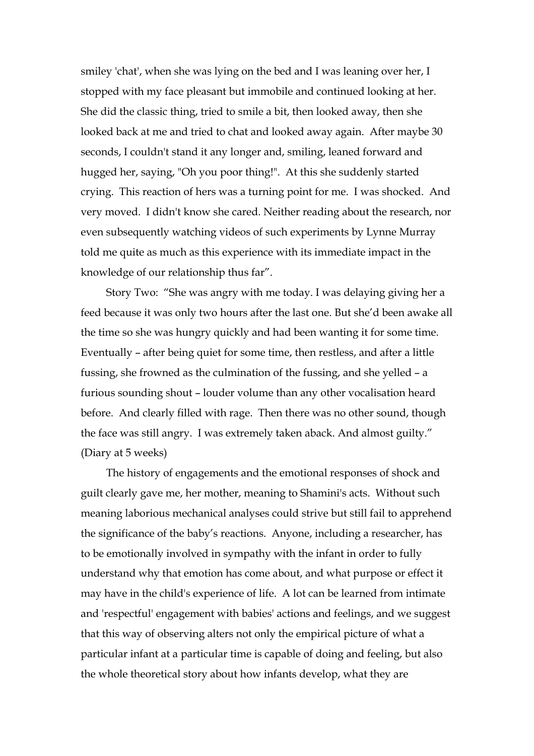smiley 'chat', when she was lying on the bed and I was leaning over her, I stopped with my face pleasant but immobile and continued looking at her. She did the classic thing, tried to smile a bit, then looked away, then she looked back at me and tried to chat and looked away again. After maybe 30 seconds, I couldn't stand it any longer and, smiling, leaned forward and hugged her, saying, "Oh you poor thing!". At this she suddenly started crying. This reaction of hers was a turning point for me. I was shocked. And very moved. I didn't know she cared. Neither reading about the research, nor even subsequently watching videos of such experiments by Lynne Murray told me quite as much as this experience with its immediate impact in the knowledge of our relationship thus far".

Story Two: "She was angry with me today. I was delaying giving her a feed because it was only two hours after the last one. But she'd been awake all the time so she was hungry quickly and had been wanting it for some time. Eventually – after being quiet for some time, then restless, and after a little fussing, she frowned as the culmination of the fussing, and she yelled – a furious sounding shout – louder volume than any other vocalisation heard before. And clearly filled with rage. Then there was no other sound, though the face was still angry. I was extremely taken aback. And almost guilty." (Diary at 5 weeks)

The history of engagements and the emotional responses of shock and guilt clearly gave me, her mother, meaning to Shamini's acts. Without such meaning laborious mechanical analyses could strive but still fail to apprehend the significance of the baby's reactions. Anyone, including a researcher, has to be emotionally involved in sympathy with the infant in order to fully understand why that emotion has come about, and what purpose or effect it may have in the child's experience of life. A lot can be learned from intimate and 'respectful' engagement with babies' actions and feelings, and we suggest that this way of observing alters not only the empirical picture of what a particular infant at a particular time is capable of doing and feeling, but also the whole theoretical story about how infants develop, what they are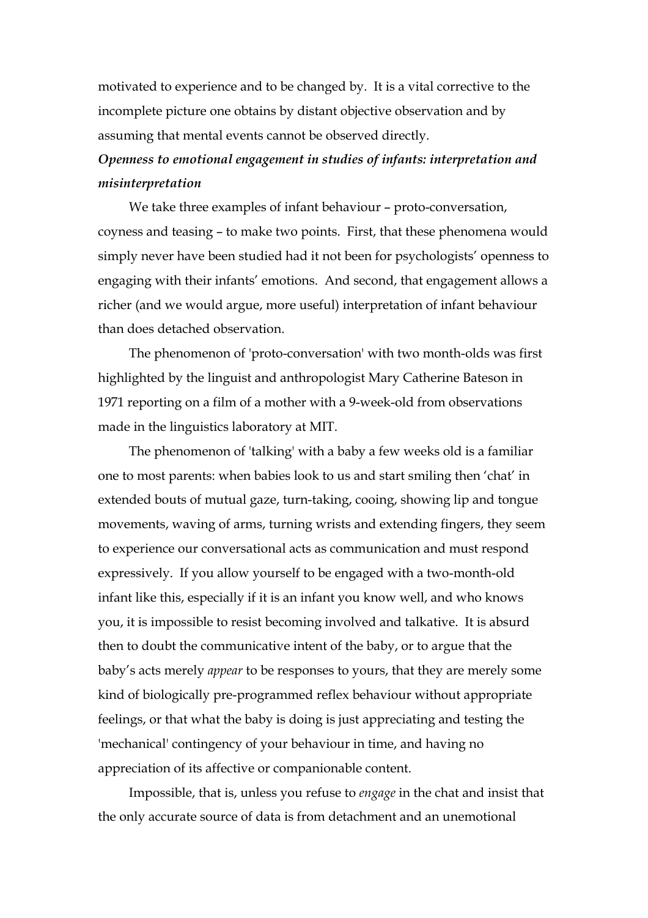motivated to experience and to be changed by. It is a vital corrective to the incomplete picture one obtains by distant objective observation and by assuming that mental events cannot be observed directly.

***Openness to emotional engagement in studies of infants: interpretation and misinterpretation***

We take three examples of infant behaviour – proto-conversation, coyness and teasing – to make two points. First, that these phenomena would simply never have been studied had it not been for psychologists' openness to engaging with their infants' emotions. And second, that engagement allows a richer (and we would argue, more useful) interpretation of infant behaviour than does detached observation.

The phenomenon of 'proto-conversation' with two month-olds was first highlighted by the linguist and anthropologist Mary Catherine Bateson in 1971 reporting on a film of a mother with a 9-week-old from observations made in the linguistics laboratory at MIT.

The phenomenon of 'talking' with a baby a few weeks old is a familiar one to most parents: when babies look to us and start smiling then 'chat' in extended bouts of mutual gaze, turn-taking, cooing, showing lip and tongue movements, waving of arms, turning wrists and extending fingers, they seem to experience our conversational acts as communication and must respond expressively. If you allow yourself to be engaged with a two-month-old infant like this, especially if it is an infant you know well, and who knows you, it is impossible to resist becoming involved and talkative. It is absurd then to doubt the communicative intent of the baby, or to argue that the baby's acts merely *appear* to be responses to yours, that they are merely some kind of biologically pre-programmed reflex behaviour without appropriate feelings, or that what the baby is doing is just appreciating and testing the 'mechanical' contingency of your behaviour in time, and having no appreciation of its affective or companionable content.

Impossible, that is, unless you refuse to *engage* in the chat and insist that the only accurate source of data is from detachment and an unemotional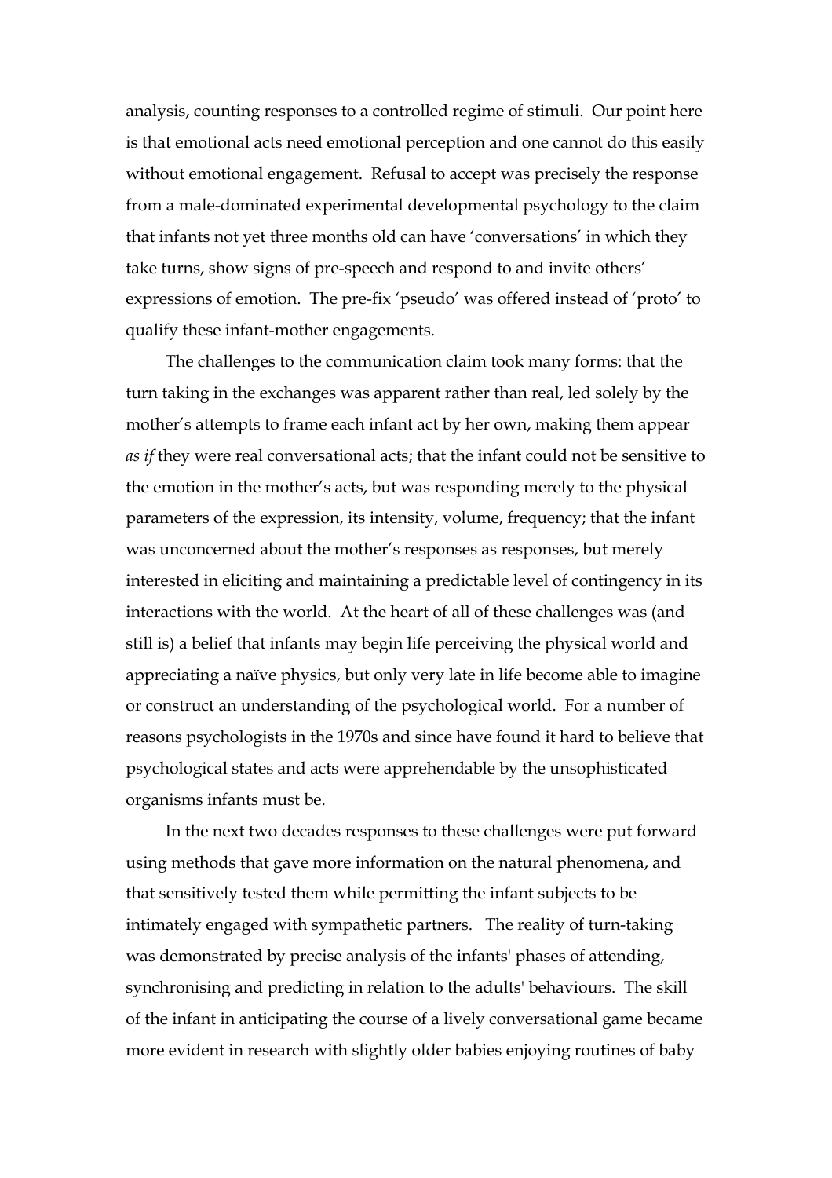analysis, counting responses to a controlled regime of stimuli. Our point here is that emotional acts need emotional perception and one cannot do this easily without emotional engagement. Refusal to accept was precisely the response from a male-dominated experimental developmental psychology to the claim that infants not yet three months old can have 'conversations' in which they take turns, show signs of pre-speech and respond to and invite others' expressions of emotion. The pre-fix 'pseudo' was offered instead of 'proto' to qualify these infant-mother engagements.

The challenges to the communication claim took many forms: that the turn taking in the exchanges was apparent rather than real, led solely by the mother's attempts to frame each infant act by her own, making them appear *as if* they were real conversational acts; that the infant could not be sensitive to the emotion in the mother's acts, but was responding merely to the physical parameters of the expression, its intensity, volume, frequency; that the infant was unconcerned about the mother's responses as responses, but merely interested in eliciting and maintaining a predictable level of contingency in its interactions with the world. At the heart of all of these challenges was (and still is) a belief that infants may begin life perceiving the physical world and appreciating a naïve physics, but only very late in life become able to imagine or construct an understanding of the psychological world. For a number of reasons psychologists in the 1970s and since have found it hard to believe that psychological states and acts were apprehendable by the unsophisticated organisms infants must be.

In the next two decades responses to these challenges were put forward using methods that gave more information on the natural phenomena, and that sensitively tested them while permitting the infant subjects to be intimately engaged with sympathetic partners. The reality of turn-taking was demonstrated by precise analysis of the infants' phases of attending, synchronising and predicting in relation to the adults' behaviours. The skill of the infant in anticipating the course of a lively conversational game became more evident in research with slightly older babies enjoying routines of baby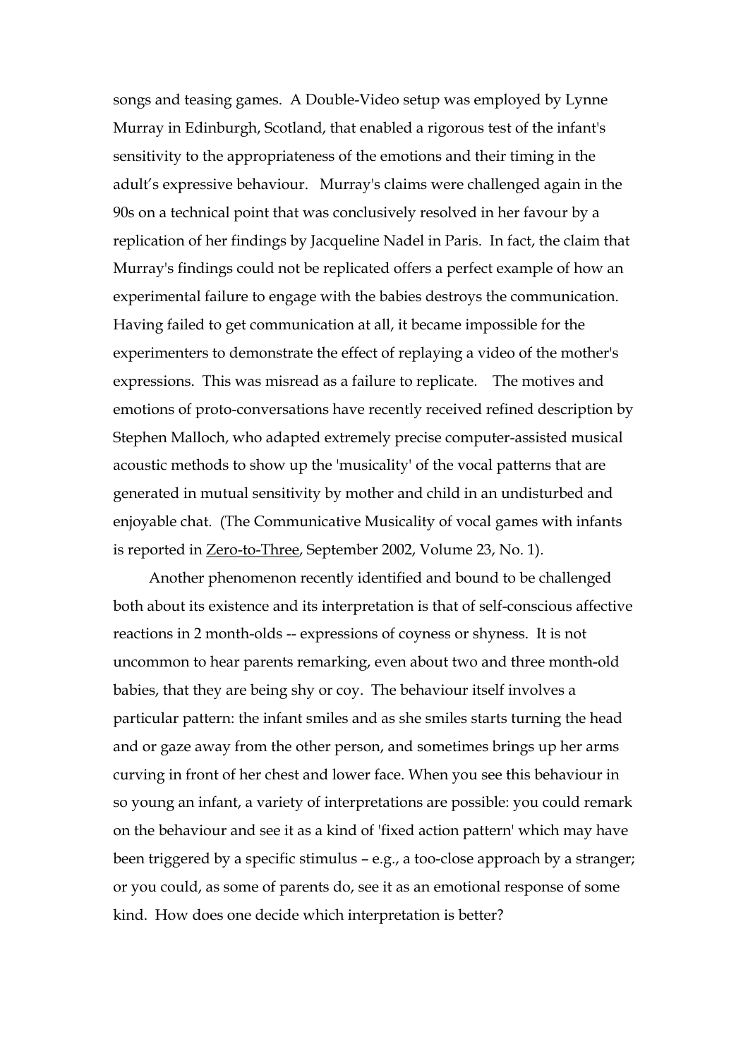songs and teasing games. A Double-Video setup was employed by Lynne Murray in Edinburgh, Scotland, that enabled a rigorous test of the infant's sensitivity to the appropriateness of the emotions and their timing in the adult's expressive behaviour. Murray's claims were challenged again in the 90s on a technical point that was conclusively resolved in her favour by a replication of her findings by Jacqueline Nadel in Paris. In fact, the claim that Murray's findings could not be replicated offers a perfect example of how an experimental failure to engage with the babies destroys the communication. Having failed to get communication at all, it became impossible for the experimenters to demonstrate the effect of replaying a video of the mother's expressions. This was misread as a failure to replicate. The motives and emotions of proto-conversations have recently received refined description by Stephen Malloch, who adapted extremely precise computer-assisted musical acoustic methods to show up the 'musicality' of the vocal patterns that are generated in mutual sensitivity by mother and child in an undisturbed and enjoyable chat. (The Communicative Musicality of vocal games with infants is reported in Zero-to-Three, September 2002, Volume 23, No. 1).

Another phenomenon recently identified and bound to be challenged both about its existence and its interpretation is that of self-conscious affective reactions in 2 month-olds -- expressions of coyness or shyness. It is not uncommon to hear parents remarking, even about two and three month-old babies, that they are being shy or coy. The behaviour itself involves a particular pattern: the infant smiles and as she smiles starts turning the head and or gaze away from the other person, and sometimes brings up her arms curving in front of her chest and lower face. When you see this behaviour in so young an infant, a variety of interpretations are possible: you could remark on the behaviour and see it as a kind of 'fixed action pattern' which may have been triggered by a specific stimulus – e.g., a too-close approach by a stranger; or you could, as some of parents do, see it as an emotional response of some kind. How does one decide which interpretation is better?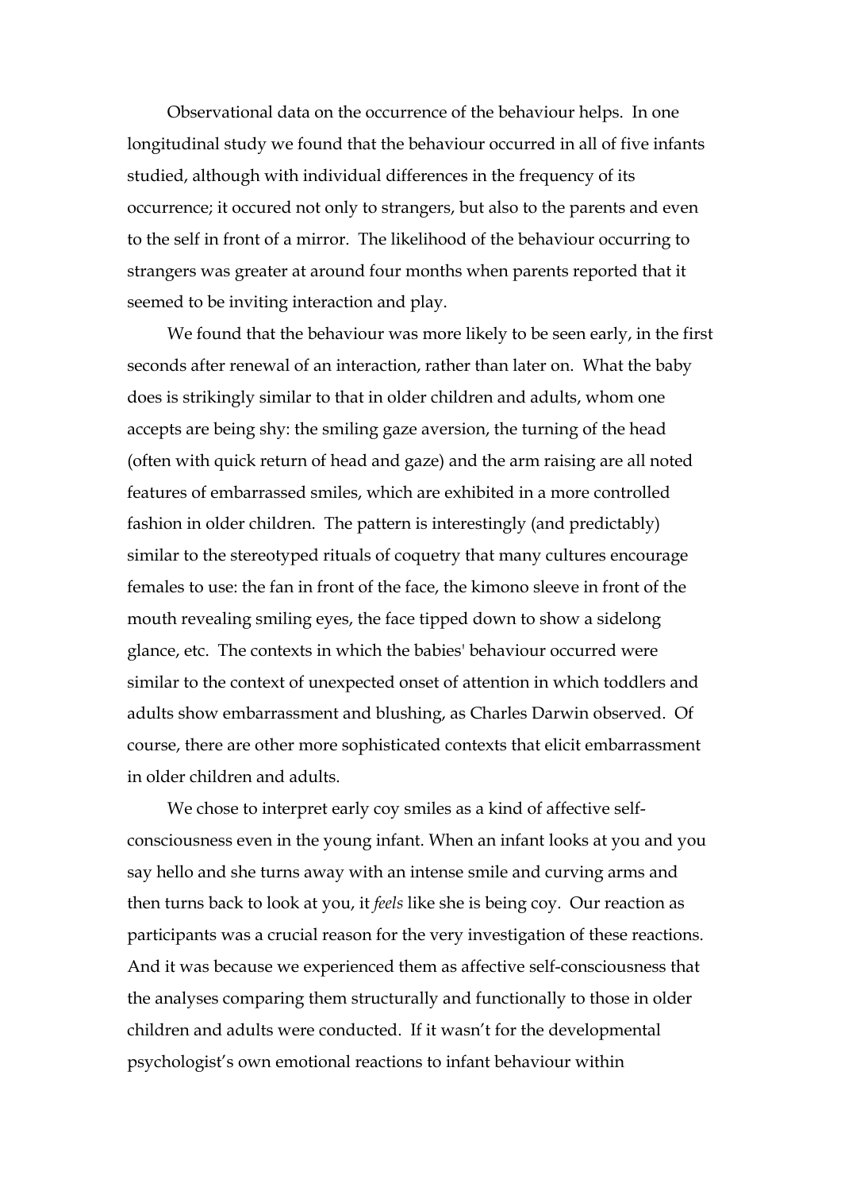Observational data on the occurrence of the behaviour helps. In one longitudinal study we found that the behaviour occurred in all of five infants studied, although with individual differences in the frequency of its occurrence; it occured not only to strangers, but also to the parents and even to the self in front of a mirror. The likelihood of the behaviour occurring to strangers was greater at around four months when parents reported that it seemed to be inviting interaction and play.

We found that the behaviour was more likely to be seen early, in the first seconds after renewal of an interaction, rather than later on. What the baby does is strikingly similar to that in older children and adults, whom one accepts are being shy: the smiling gaze aversion, the turning of the head (often with quick return of head and gaze) and the arm raising are all noted features of embarrassed smiles, which are exhibited in a more controlled fashion in older children. The pattern is interestingly (and predictably) similar to the stereotyped rituals of coquetry that many cultures encourage females to use: the fan in front of the face, the kimono sleeve in front of the mouth revealing smiling eyes, the face tipped down to show a sidelong glance, etc. The contexts in which the babies' behaviour occurred were similar to the context of unexpected onset of attention in which toddlers and adults show embarrassment and blushing, as Charles Darwin observed. Of course, there are other more sophisticated contexts that elicit embarrassment in older children and adults.

We chose to interpret early coy smiles as a kind of affective self-consciousness even in the young infant. When an infant looks at you and you say hello and she turns away with an intense smile and curving arms and then turns back to look at you, it *feels* like she is being coy. Our reaction as participants was a crucial reason for the very investigation of these reactions. And it was because we experienced them as affective self-consciousness that the analyses comparing them structurally and functionally to those in older children and adults were conducted. If it wasn't for the developmental psychologist's own emotional reactions to infant behaviour within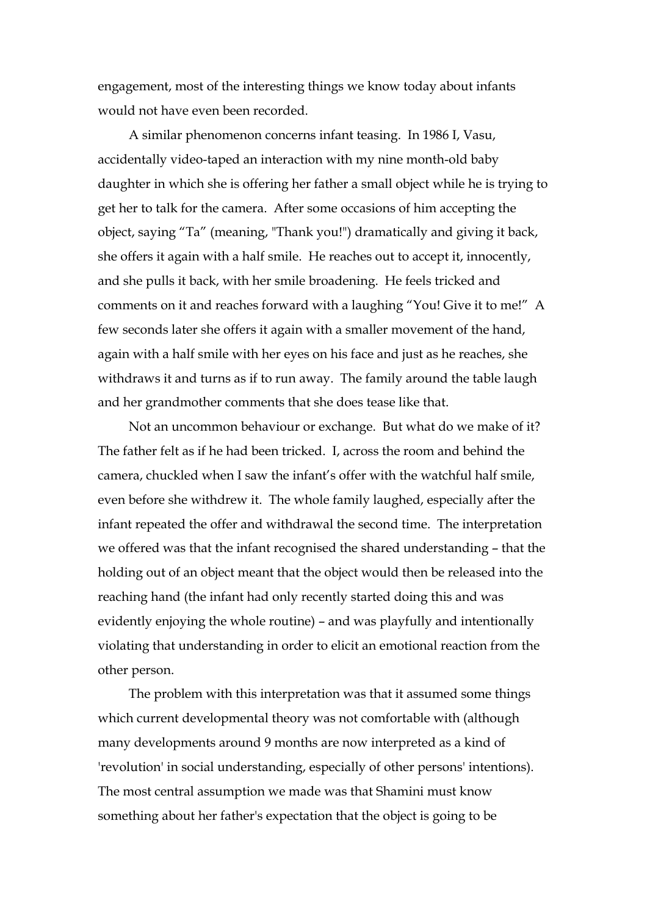engagement, most of the interesting things we know today about infants would not have even been recorded.

A similar phenomenon concerns infant teasing. In 1986 I, Vasu, accidentally video-taped an interaction with my nine month-old baby daughter in which she is offering her father a small object while he is trying to get her to talk for the camera. After some occasions of him accepting the object, saying “Ta” (meaning, "Thank you!") dramatically and giving it back, she offers it again with a half smile. He reaches out to accept it, innocently, and she pulls it back, with her smile broadening. He feels tricked and comments on it and reaches forward with a laughing “You! Give it to me!” A few seconds later she offers it again with a smaller movement of the hand, again with a half smile with her eyes on his face and just as he reaches, she withdraws it and turns as if to run away. The family around the table laugh and her grandmother comments that she does tease like that.

Not an uncommon behaviour or exchange. But what do we make of it? The father felt as if he had been tricked. I, across the room and behind the camera, chuckled when I saw the infant’s offer with the watchful half smile, even before she withdrew it. The whole family laughed, especially after the infant repeated the offer and withdrawal the second time. The interpretation we offered was that the infant recognised the shared understanding – that the holding out of an object meant that the object would then be released into the reaching hand (the infant had only recently started doing this and was evidently enjoying the whole routine) – and was playfully and intentionally violating that understanding in order to elicit an emotional reaction from the other person.

The problem with this interpretation was that it assumed some things which current developmental theory was not comfortable with (although many developments around 9 months are now interpreted as a kind of 'revolution' in social understanding, especially of other persons' intentions). The most central assumption we made was that Shamini must know something about her father's expectation that the object is going to be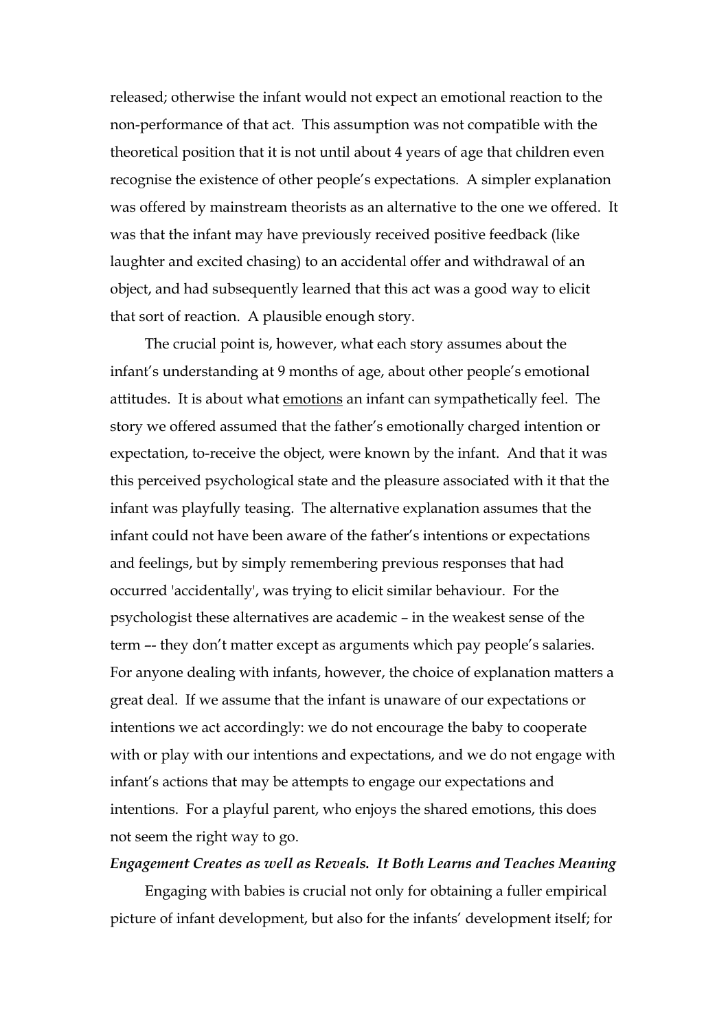released; otherwise the infant would not expect an emotional reaction to the non-performance of that act. This assumption was not compatible with the theoretical position that it is not until about 4 years of age that children even recognise the existence of other people's expectations. A simpler explanation was offered by mainstream theorists as an alternative to the one we offered. It was that the infant may have previously received positive feedback (like laughter and excited chasing) to an accidental offer and withdrawal of an object, and had subsequently learned that this act was a good way to elicit that sort of reaction. A plausible enough story.

The crucial point is, however, what each story assumes about the infant's understanding at 9 months of age, about other people's emotional attitudes. It is about what <u>emotions</u> an infant can sympathetically feel. The story we offered assumed that the father's emotionally charged intention or expectation, to-receive the object, were known by the infant. And that it was this perceived psychological state and the pleasure associated with it that the infant was playfully teasing. The alternative explanation assumes that the infant could not have been aware of the father's intentions or expectations and feelings, but by simply remembering previous responses that had occurred 'accidentally', was trying to elicit similar behaviour. For the psychologist these alternatives are academic – in the weakest sense of the term –- they don't matter except as arguments which pay people's salaries. For anyone dealing with infants, however, the choice of explanation matters a great deal. If we assume that the infant is unaware of our expectations or intentions we act accordingly: we do not encourage the baby to cooperate with or play with our intentions and expectations, and we do not engage with infant's actions that may be attempts to engage our expectations and intentions. For a playful parent, who enjoys the shared emotions, this does not seem the right way to go.

***Engagement Creates as well as Reveals. It Both Learns and Teaches Meaning***

Engaging with babies is crucial not only for obtaining a fuller empirical picture of infant development, but also for the infants' development itself; for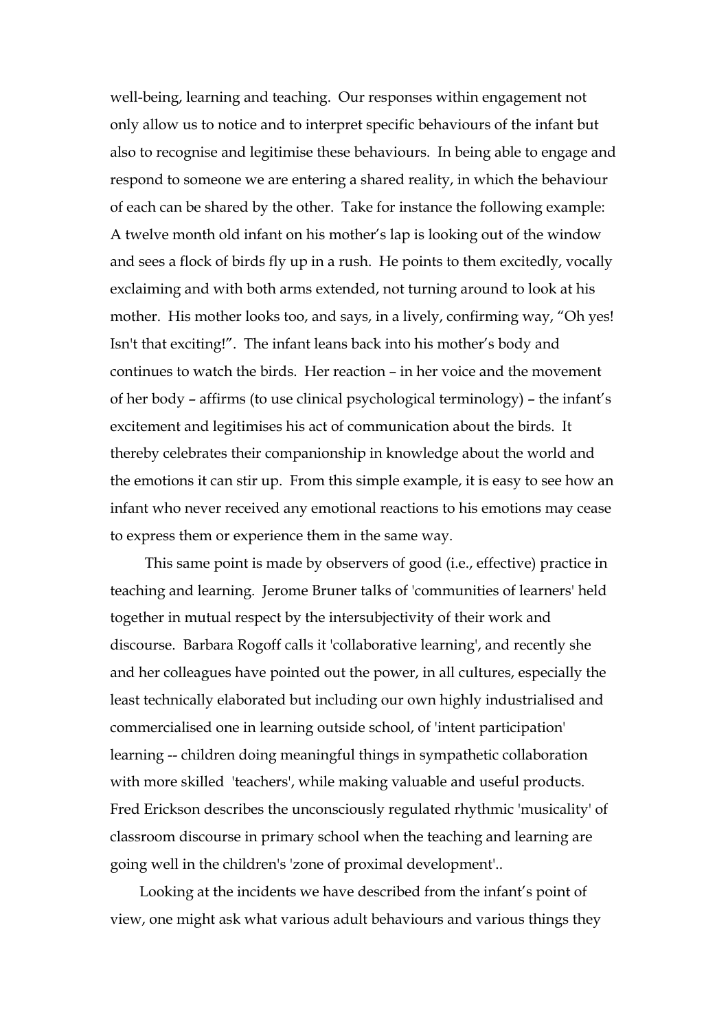well-being, learning and teaching. Our responses within engagement not only allow us to notice and to interpret specific behaviours of the infant but also to recognise and legitimise these behaviours. In being able to engage and respond to someone we are entering a shared reality, in which the behaviour of each can be shared by the other. Take for instance the following example: A twelve month old infant on his mother's lap is looking out of the window and sees a flock of birds fly up in a rush. He points to them excitedly, vocally exclaiming and with both arms extended, not turning around to look at his mother. His mother looks too, and says, in a lively, confirming way, "Oh yes! Isn't that exciting!". The infant leans back into his mother's body and continues to watch the birds. Her reaction – in her voice and the movement of her body – affirms (to use clinical psychological terminology) – the infant's excitement and legitimises his act of communication about the birds. It thereby celebrates their companionship in knowledge about the world and the emotions it can stir up. From this simple example, it is easy to see how an infant who never received any emotional reactions to his emotions may cease to express them or experience them in the same way.

This same point is made by observers of good (i.e., effective) practice in teaching and learning. Jerome Bruner talks of 'communities of learners' held together in mutual respect by the intersubjectivity of their work and discourse. Barbara Rogoff calls it 'collaborative learning', and recently she and her colleagues have pointed out the power, in all cultures, especially the least technically elaborated but including our own highly industrialised and commercialised one in learning outside school, of 'intent participation' learning -- children doing meaningful things in sympathetic collaboration with more skilled 'teachers', while making valuable and useful products. Fred Erickson describes the unconsciously regulated rhythmic 'musicality' of classroom discourse in primary school when the teaching and learning are going well in the children's 'zone of proximal development'..

Looking at the incidents we have described from the infant's point of view, one might ask what various adult behaviours and various things they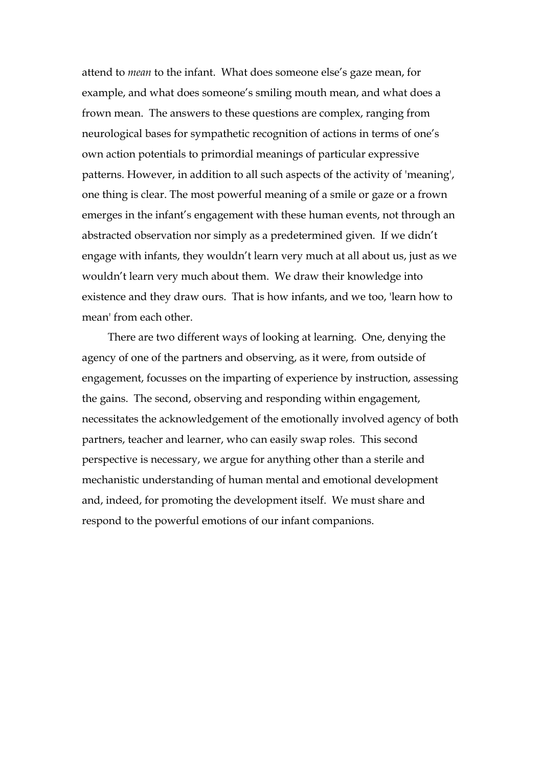attend to *mean* to the infant. What does someone else's gaze mean, for example, and what does someone's smiling mouth mean, and what does a frown mean. The answers to these questions are complex, ranging from neurological bases for sympathetic recognition of actions in terms of one's own action potentials to primordial meanings of particular expressive patterns. However, in addition to all such aspects of the activity of 'meaning', one thing is clear. The most powerful meaning of a smile or gaze or a frown emerges in the infant's engagement with these human events, not through an abstracted observation nor simply as a predetermined given. If we didn't engage with infants, they wouldn't learn very much at all about us, just as we wouldn't learn very much about them. We draw their knowledge into existence and they draw ours. That is how infants, and we too, 'learn how to mean' from each other.

There are two different ways of looking at learning. One, denying the agency of one of the partners and observing, as it were, from outside of engagement, focusses on the imparting of experience by instruction, assessing the gains. The second, observing and responding within engagement, necessitates the acknowledgement of the emotionally involved agency of both partners, teacher and learner, who can easily swap roles. This second perspective is necessary, we argue for anything other than a sterile and mechanistic understanding of human mental and emotional development and, indeed, for promoting the development itself. We must share and respond to the powerful emotions of our infant companions.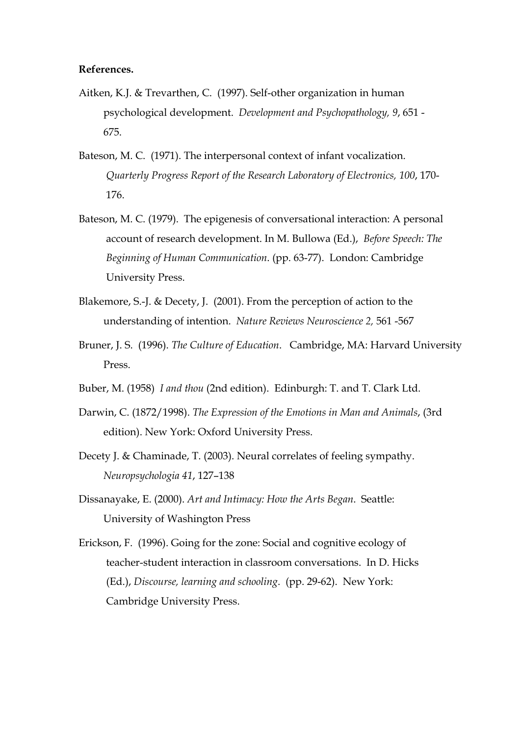**References.**

Aitken, K.J. & Trevarthen, C. (1997). Self-other organization in human psychological development. *Development and Psychopathology, 9*, 651 - 675.

Bateson, M. C. (1971). The interpersonal context of infant vocalization. *Quarterly Progress Report of the Research Laboratory of Electronics, 100*, 170-176.

Bateson, M. C. (1979). The epigenesis of conversational interaction: A personal account of research development. In M. Bullowa (Ed.), *Before Speech: The Beginning of Human Communication*. (pp. 63-77). London: Cambridge University Press.

Blakemore, S.-J. & Decety, J. (2001). From the perception of action to the understanding of intention. *Nature Reviews Neuroscience 2,* 561 -567

Bruner, J. S. (1996). *The Culture of Education*. Cambridge, MA: Harvard University Press.

Buber, M. (1958) *I and thou* (2nd edition). Edinburgh: T. and T. Clark Ltd.

Darwin, C. (1872/1998). *The Expression of the Emotions in Man and Animals*, (3rd edition). New York: Oxford University Press.

Decety J. & Chaminade, T. (2003). Neural correlates of feeling sympathy. *Neuropsychologia 41*, 127–138

Dissanayake, E. (2000). *Art and Intimacy: How the Arts Began*. Seattle: University of Washington Press

Erickson, F. (1996). Going for the zone: Social and cognitive ecology of teacher-student interaction in classroom conversations. In D. Hicks (Ed.), *Discourse, learning and schooling*. (pp. 29-62). New York: Cambridge University Press.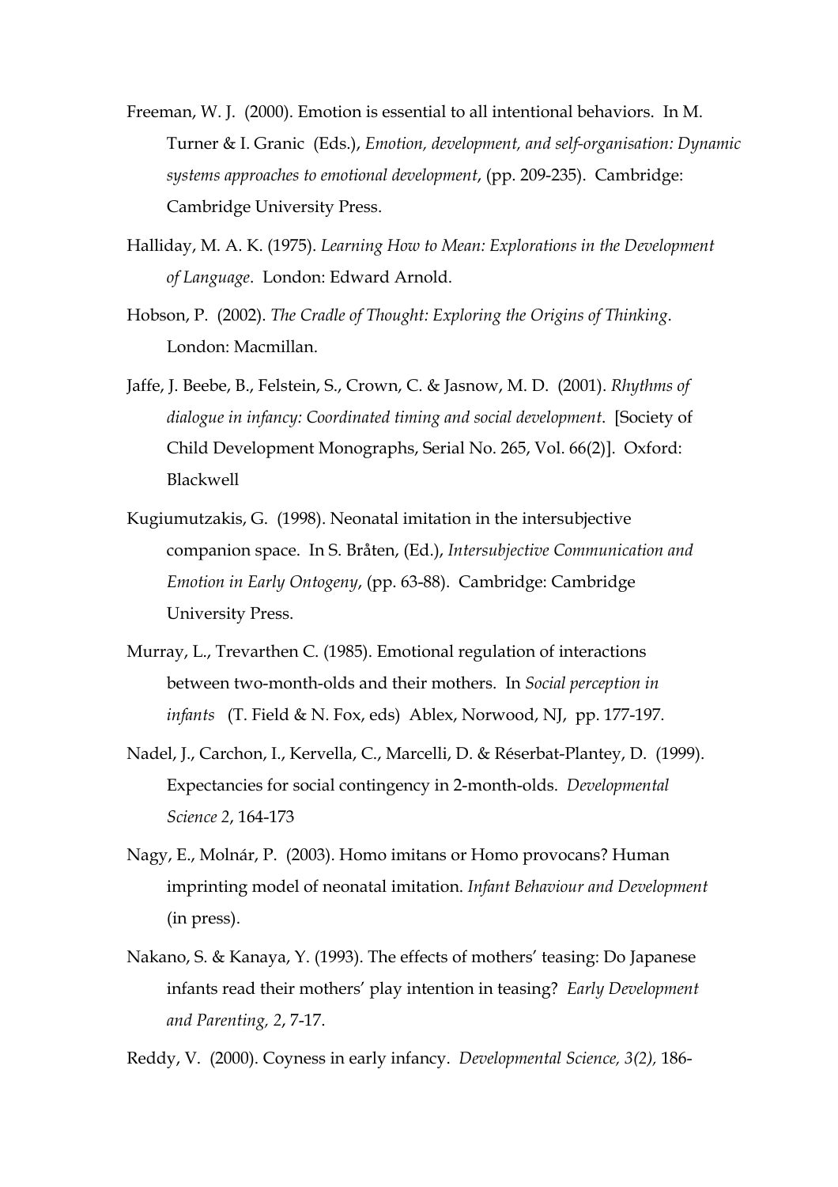Freeman, W. J. (2000). Emotion is essential to all intentional behaviors. In M. Turner & I. Granic (Eds.), *Emotion, development, and self-organisation: Dynamic systems approaches to emotional development*, (pp. 209-235). Cambridge: Cambridge University Press.

Halliday, M. A. K. (1975). *Learning How to Mean: Explorations in the Development of Language*. London: Edward Arnold.

Hobson, P. (2002). *The Cradle of Thought: Exploring the Origins of Thinking*. London: Macmillan.

Jaffe, J. Beebe, B., Felstein, S., Crown, C. & Jasnow, M. D. (2001). *Rhythms of dialogue in infancy: Coordinated timing and social development*. [Society of Child Development Monographs, Serial No. 265, Vol. 66(2)]. Oxford: Blackwell

Kugiumutzakis, G. (1998). Neonatal imitation in the intersubjective companion space. In S. Bråten, (Ed.), *Intersubjective Communication and Emotion in Early Ontogeny*, (pp. 63-88). Cambridge: Cambridge University Press.

Murray, L., Trevarthen C. (1985). Emotional regulation of interactions between two-month-olds and their mothers. In *Social perception in infants* (T. Field & N. Fox, eds) Ablex, Norwood, NJ, pp. 177-197.

Nadel, J., Carchon, I., Kervella, C., Marcelli, D. & Réserbat-Plantey, D. (1999). Expectancies for social contingency in 2-month-olds. *Developmental Science 2*, 164-173

Nagy, E., Molnár, P. (2003). Homo imitans or Homo provocans? Human imprinting model of neonatal imitation. *Infant Behaviour and Development* (in press).

Nakano, S. & Kanaya, Y. (1993). The effects of mothers' teasing: Do Japanese infants read their mothers' play intention in teasing? *Early Development and Parenting, 2*, 7-17.

Reddy, V. (2000). Coyness in early infancy. *Developmental Science, 3(2),* 186-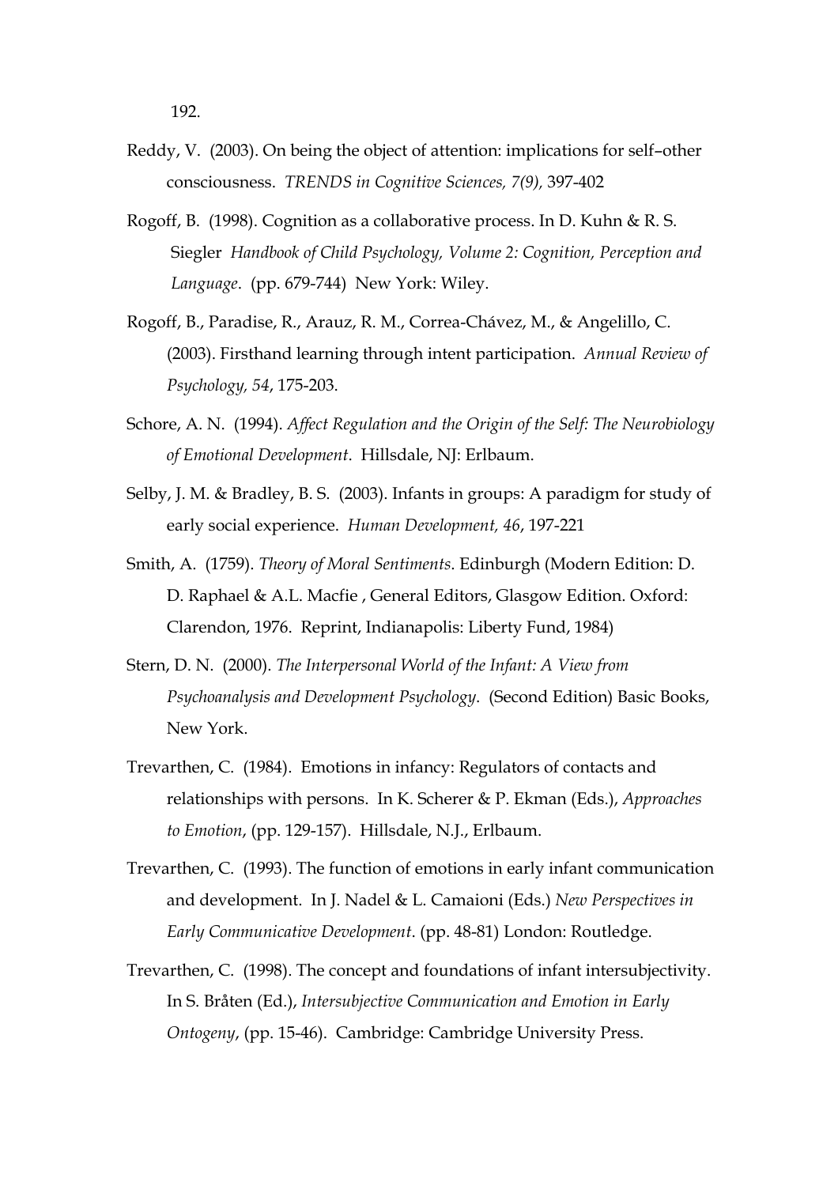192.

Reddy, V. (2003). On being the object of attention: implications for self–other consciousness. *TRENDS in Cognitive Sciences, 7(9),* 397-402

Rogoff, B. (1998). Cognition as a collaborative process. In D. Kuhn & R. S. Siegler *Handbook of Child Psychology, Volume 2: Cognition, Perception and Language*. (pp. 679-744) New York: Wiley.

Rogoff, B., Paradise, R., Arauz, R. M., Correa-Chávez, M., & Angelillo, C. (2003). Firsthand learning through intent participation. *Annual Review of Psychology, 54*, 175-203.

Schore, A. N. (1994). *Affect Regulation and the Origin of the Self: The Neurobiology of Emotional Development*. Hillsdale, NJ: Erlbaum.

Selby, J. M. & Bradley, B. S. (2003). Infants in groups: A paradigm for study of early social experience. *Human Development, 46*, 197-221

Smith, A. (1759). *Theory of Moral Sentiments.* Edinburgh (Modern Edition: D. D. Raphael & A.L. Macfie , General Editors, Glasgow Edition. Oxford: Clarendon, 1976. Reprint, Indianapolis: Liberty Fund, 1984)

Stern, D. N. (2000). *The Interpersonal World of the Infant: A View from Psychoanalysis and Development Psychology*. (Second Edition) Basic Books, New York.

Trevarthen, C. (1984). Emotions in infancy: Regulators of contacts and relationships with persons. In K. Scherer & P. Ekman (Eds.), *Approaches to Emotion*, (pp. 129-157). Hillsdale, N.J., Erlbaum.

Trevarthen, C. (1993). The function of emotions in early infant communication and development. In J. Nadel & L. Camaioni (Eds.) *New Perspectives in Early Communicative Development*. (pp. 48-81) London: Routledge.

Trevarthen, C. (1998). The concept and foundations of infant intersubjectivity. In S. Bråten (Ed.), *Intersubjective Communication and Emotion in Early Ontogeny*, (pp. 15-46). Cambridge: Cambridge University Press.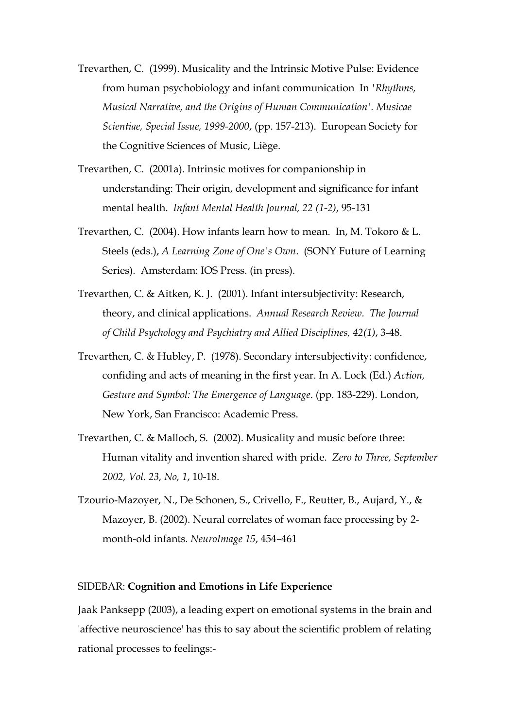Trevarthen, C. (1999). Musicality and the Intrinsic Motive Pulse: Evidence from human psychobiology and infant communication In *'Rhythms, Musical Narrative, and the Origins of Human Communication'. Musicae Scientiae, Special Issue, 1999-2000*, (pp. 157-213). European Society for the Cognitive Sciences of Music, Liège.

Trevarthen, C. (2001a). Intrinsic motives for companionship in understanding: Their origin, development and significance for infant mental health. *Infant Mental Health Journal, 22 (1-2)*, 95-131

Trevarthen, C. (2004). How infants learn how to mean. In, M. Tokoro & L. Steels (eds.), *A Learning Zone of One's Own*. (SONY Future of Learning Series). Amsterdam: IOS Press. (in press).

Trevarthen, C. & Aitken, K. J. (2001). Infant intersubjectivity: Research, theory, and clinical applications. *Annual Research Review. The Journal of Child Psychology and Psychiatry and Allied Disciplines, 42(1)*, 3-48.

Trevarthen, C. & Hubley, P. (1978). Secondary intersubjectivity: confidence, confiding and acts of meaning in the first year. In A. Lock (Ed.) *Action, Gesture and Symbol: The Emergence of Language*. (pp. 183-229). London, New York, San Francisco: Academic Press.

Trevarthen, C. & Malloch, S. (2002). Musicality and music before three: Human vitality and invention shared with pride. *Zero to Three, September 2002, Vol. 23, No, 1*, 10-18.

Tzourio-Mazoyer, N., De Schonen, S., Crivello, F., Reutter, B., Aujard, Y., & Mazoyer, B. (2002). Neural correlates of woman face processing by 2-month-old infants. *NeuroImage 15*, 454–461

SIDEBAR: **Cognition and Emotions in Life Experience**

Jaak Panksepp (2003), a leading expert on emotional systems in the brain and 'affective neuroscience' has this to say about the scientific problem of relating rational processes to feelings:-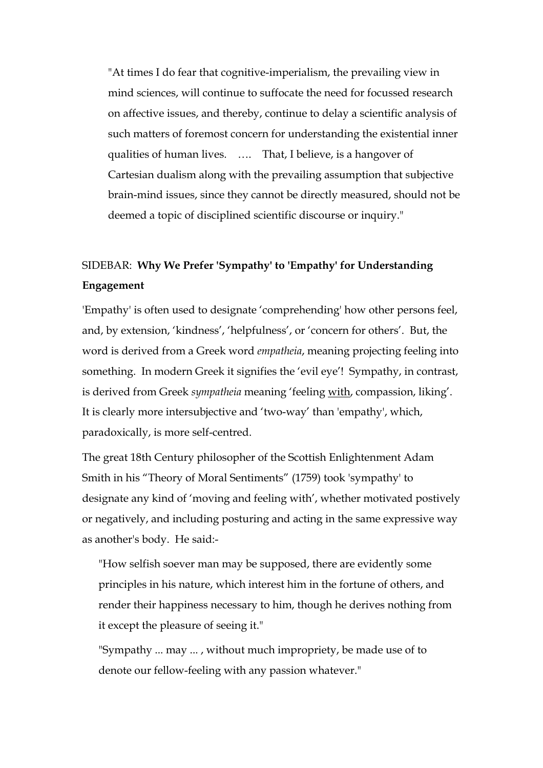> "At times I do fear that cognitive-imperialism, the prevailing view in mind sciences, will continue to suffocate the need for focussed research on affective issues, and thereby, continue to delay a scientific analysis of such matters of foremost concern for understanding the existential inner qualities of human lives. …. That, I believe, is a hangover of Cartesian dualism along with the prevailing assumption that subjective brain-mind issues, since they cannot be directly measured, should not be deemed a topic of disciplined scientific discourse or inquiry."

SIDEBAR: **Why We Prefer 'Sympathy' to 'Empathy' for Understanding Engagement**

'Empathy' is often used to designate 'comprehending' how other persons feel, and, by extension, 'kindness', 'helpfulness', or 'concern for others'. But, the word is derived from a Greek word *empatheia*, meaning projecting feeling into something. In modern Greek it signifies the 'evil eye'! Sympathy, in contrast, is derived from Greek *sympatheia* meaning 'feeling <u>with</u>, compassion, liking'. It is clearly more intersubjective and 'two-way' than 'empathy', which, paradoxically, is more self-centred.

The great 18th Century philosopher of the Scottish Enlightenment Adam Smith in his "Theory of Moral Sentiments" (1759) took 'sympathy' to designate any kind of 'moving and feeling with', whether motivated postively or negatively, and including posturing and acting in the same expressive way as another's body. He said:-

> "How selfish soever man may be supposed, there are evidently some principles in his nature, which interest him in the fortune of others, and render their happiness necessary to him, though he derives nothing from it except the pleasure of seeing it."
>
> "Sympathy ... may ... , without much impropriety, be made use of to denote our fellow-feeling with any passion whatever."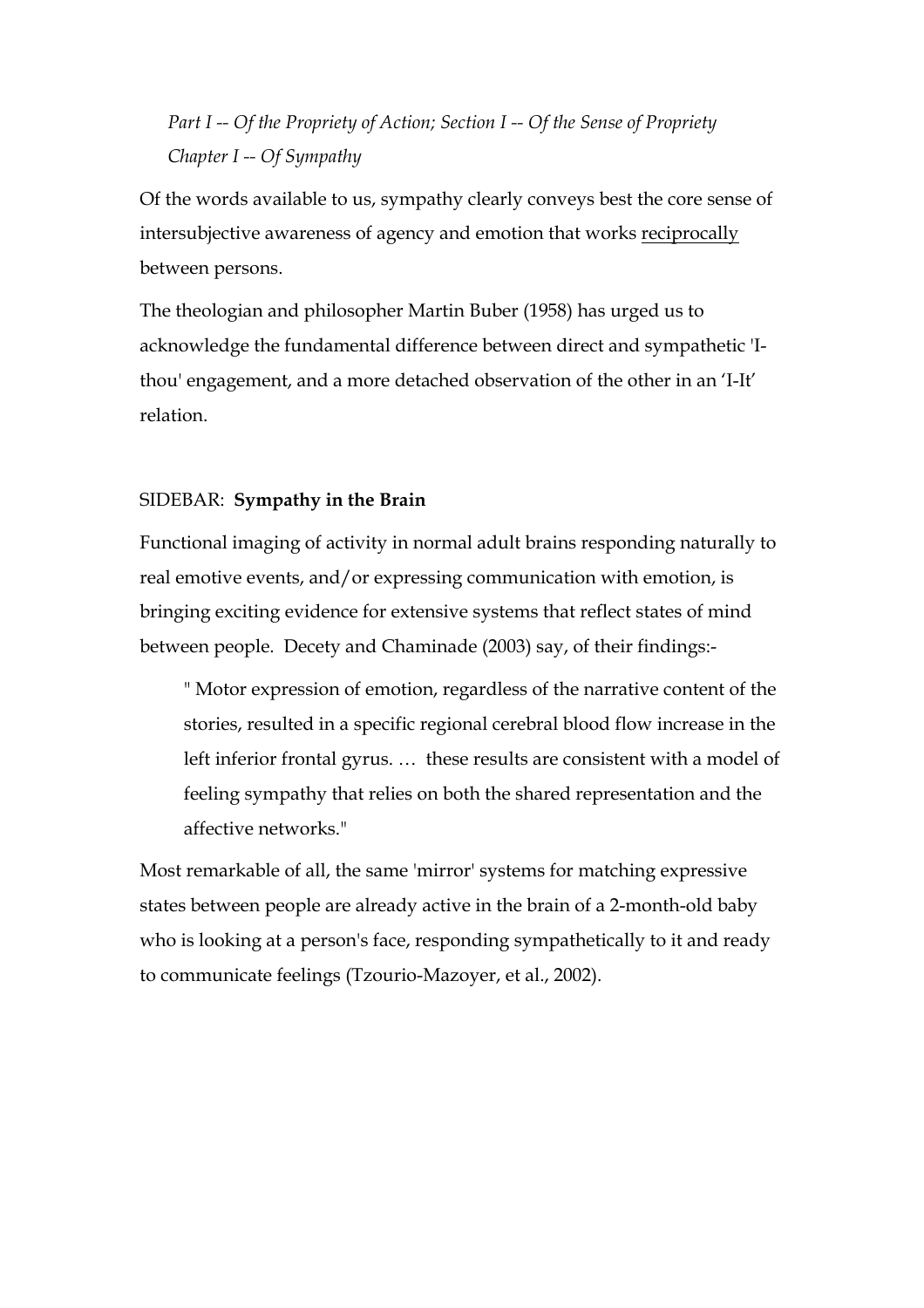*Part I -- Of the Propriety of Action; Section I -- Of the Sense of Propriety*
*Chapter I -- Of Sympathy*

Of the words available to us, sympathy clearly conveys best the core sense of intersubjective awareness of agency and emotion that works <u>reciprocally</u> between persons.

The theologian and philosopher Martin Buber (1958) has urged us to acknowledge the fundamental difference between direct and sympathetic 'I-thou' engagement, and a more detached observation of the other in an 'I-It' relation.

SIDEBAR: **Sympathy in the Brain**

Functional imaging of activity in normal adult brains responding naturally to real emotive events, and/or expressing communication with emotion, is bringing exciting evidence for extensive systems that reflect states of mind between people. Decety and Chaminade (2003) say, of their findings:-

> " Motor expression of emotion, regardless of the narrative content of the stories, resulted in a specific regional cerebral blood flow increase in the left inferior frontal gyrus. … these results are consistent with a model of feeling sympathy that relies on both the shared representation and the affective networks."

Most remarkable of all, the same 'mirror' systems for matching expressive states between people are already active in the brain of a 2-month-old baby who is looking at a person's face, responding sympathetically to it and ready to communicate feelings (Tzourio-Mazoyer, et al., 2002).